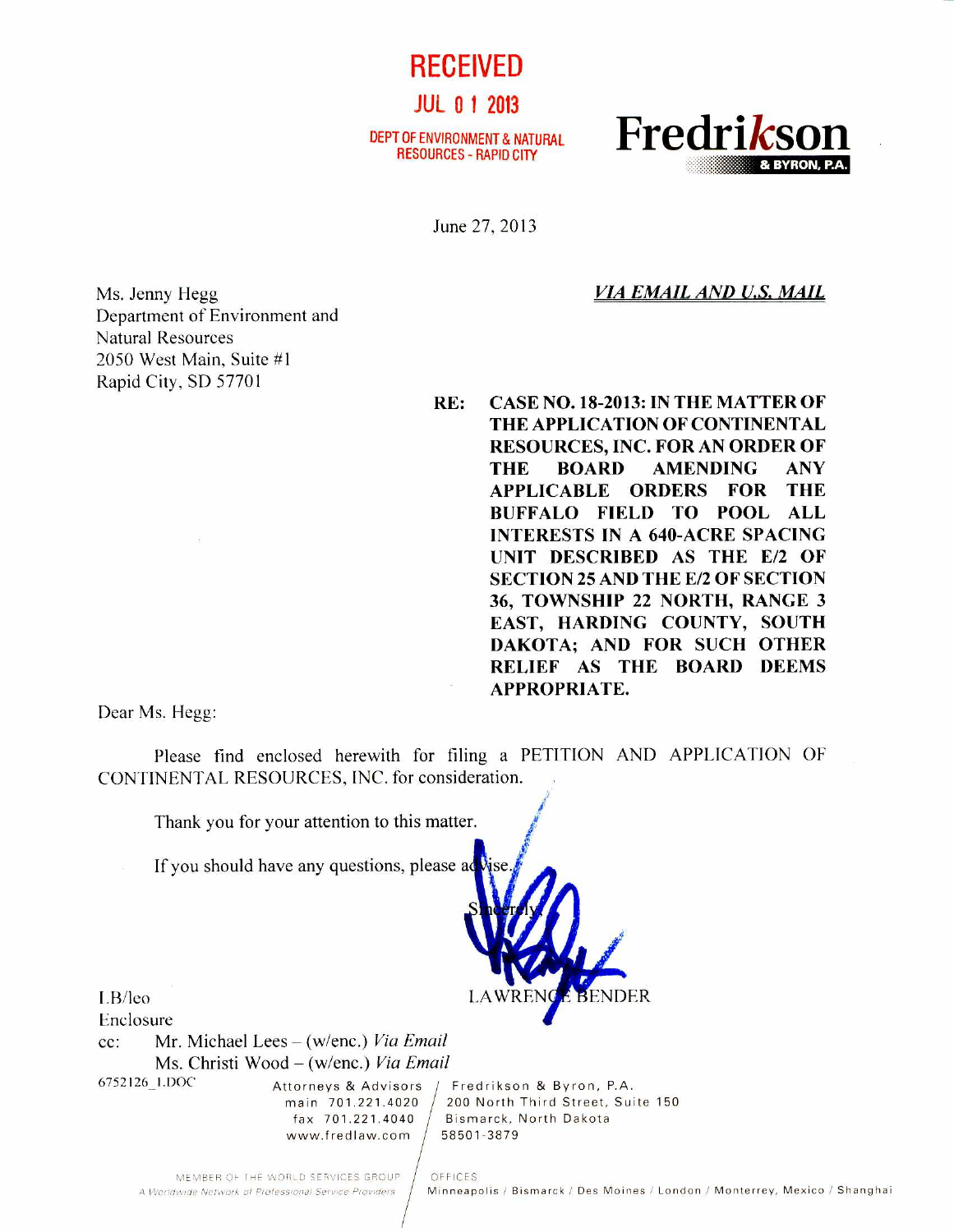**RECEIVED**

**JUL 01 2013**

**DEPT OF ENVIRONMENT & NATURAL RESOURCES - RAPID CITY**

**Fredrikson & BYRON, P.A.**

June 27, 2013

Ms. Jenny Hegg
Department of Environment and Natural Resources
2050 West Main, Suite #1
Rapid City, SD 57701

***VIA EMAIL AND U.S. MAIL***

**RE: CASE NO. 18-2013: IN THE MATTER OF THE APPLICATION OF CONTINENTAL RESOURCES, INC. FOR AN ORDER OF THE BOARD AMENDING ANY APPLICABLE ORDERS FOR THE BUFFALO FIELD TO POOL ALL INTERESTS IN A 640-ACRE SPACING UNIT DESCRIBED AS THE E/2 OF SECTION 25 AND THE E/2 OF SECTION 36, TOWNSHIP 22 NORTH, RANGE 3 EAST, HARDING COUNTY, SOUTH DAKOTA; AND FOR SUCH OTHER RELIEF AS THE BOARD DEEMS APPROPRIATE.**

Dear Ms. Hegg:

Please find enclosed herewith for filing a PETITION AND APPLICATION OF CONTINENTAL RESOURCES, INC. for consideration.

Thank you for your attention to this matter.

If you should have any questions, please advise.

Sincerely,

LAWRENCE BENDER

LB/leo
Enclosure
cc: Mr. Michael Lees – (w/enc.) *Via Email*
Ms. Christi Wood – (w/enc.) *Via Email*

6752126_1.DOC

Attorneys & Advisors
main 701.221.4020
fax 701.221.4040
www.fredlaw.com

Fredrikson & Byron, P.A.
200 North Third Street, Suite 150
Bismarck, North Dakota
58501-3879

MEMBER OF THE WORLD SERVICES GROUP
*A Worldwide Network of Professional Service Providers*

OFFICES
Minneapolis / Bismarck / Des Moines / London / Monterrey, Mexico / Shanghai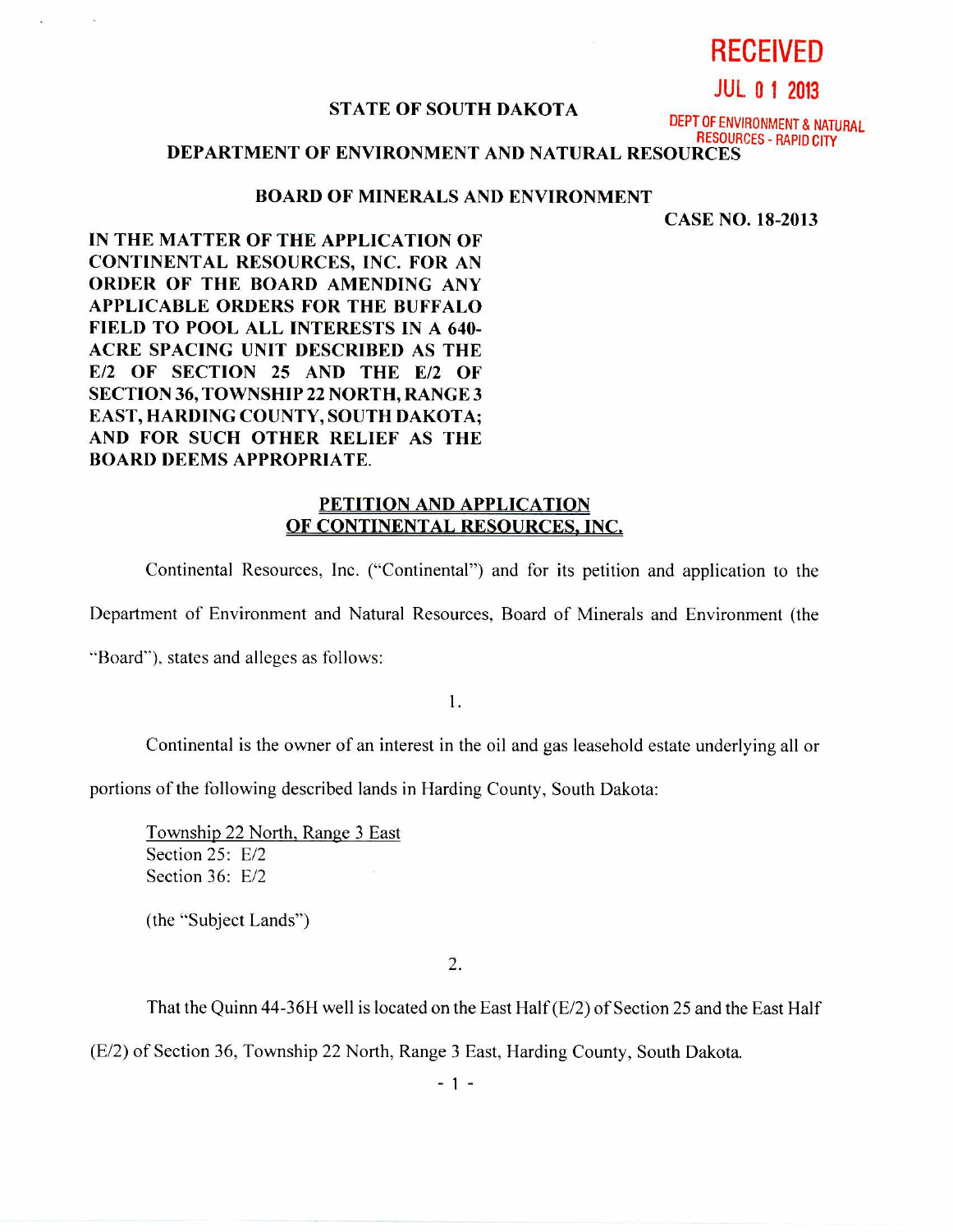**RECEIVED**

**JUL 01 2013**

**DEPT OF ENVIRONMENT & NATURAL RESOURCES - RAPID CITY**

**STATE OF SOUTH DAKOTA**

**DEPARTMENT OF ENVIRONMENT AND NATURAL RESOURCES**

**BOARD OF MINERALS AND ENVIRONMENT**

**CASE NO. 18-2013**

**IN THE MATTER OF THE APPLICATION OF CONTINENTAL RESOURCES, INC. FOR AN ORDER OF THE BOARD AMENDING ANY APPLICABLE ORDERS FOR THE BUFFALO FIELD TO POOL ALL INTERESTS IN A 640-ACRE SPACING UNIT DESCRIBED AS THE E/2 OF SECTION 25 AND THE E/2 OF SECTION 36, TOWNSHIP 22 NORTH, RANGE 3 EAST, HARDING COUNTY, SOUTH DAKOTA; AND FOR SUCH OTHER RELIEF AS THE BOARD DEEMS APPROPRIATE.**

**PETITION AND APPLICATION OF CONTINENTAL RESOURCES, INC.**

Continental Resources, Inc. ("Continental") and for its petition and application to the Department of Environment and Natural Resources, Board of Minerals and Environment (the "Board"), states and alleges as follows:

1.

Continental is the owner of an interest in the oil and gas leasehold estate underlying all or portions of the following described lands in Harding County, South Dakota:

Township 22 North, Range 3 East
Section 25: E/2
Section 36: E/2

(the "Subject Lands")

2.

That the Quinn 44-36H well is located on the East Half (E/2) of Section 25 and the East Half (E/2) of Section 36, Township 22 North, Range 3 East, Harding County, South Dakota.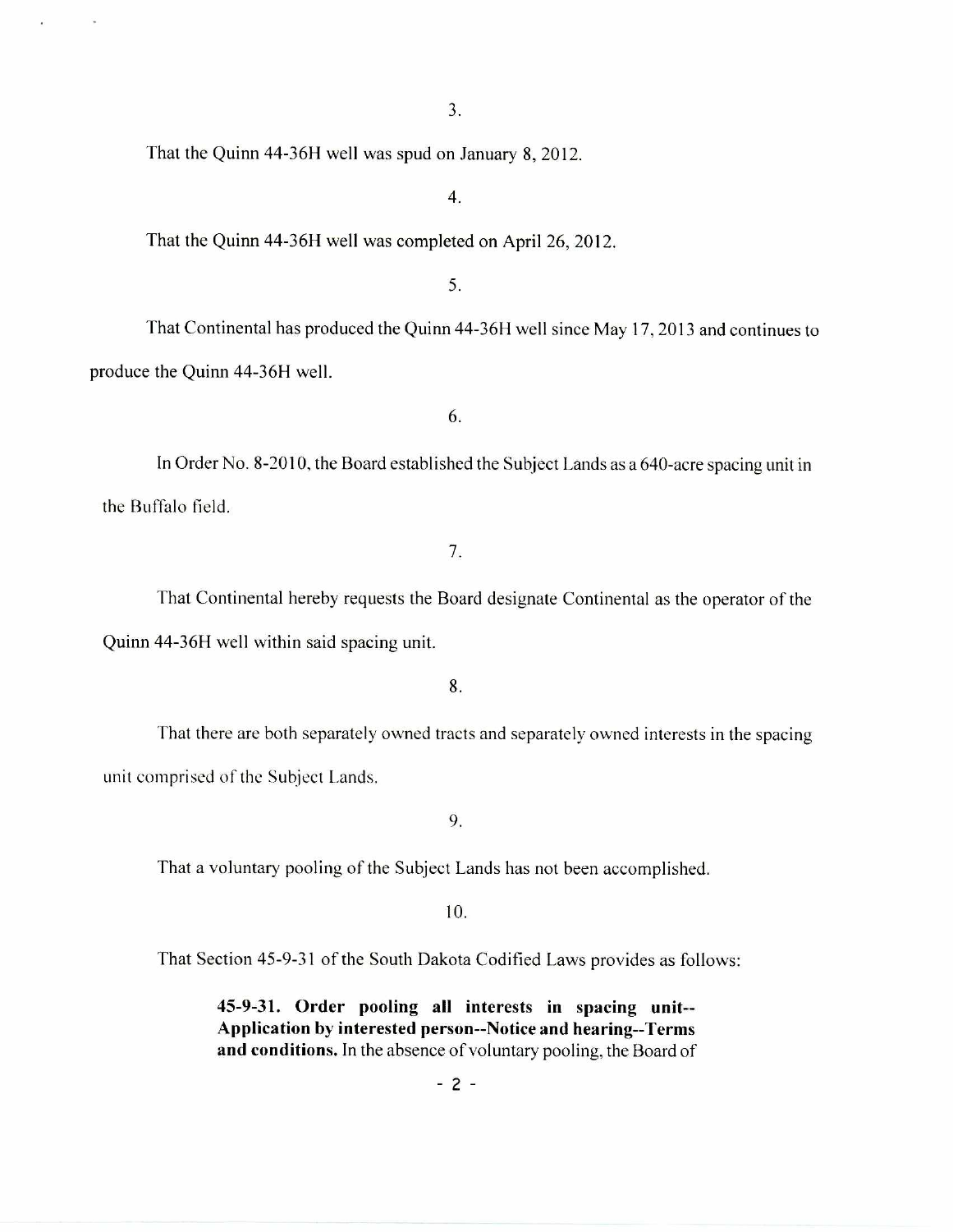3.

That the Quinn 44-36H well was spud on January 8, 2012.

4.

That the Quinn 44-36H well was completed on April 26, 2012.

5.

That Continental has produced the Quinn 44-36H well since May 17, 2013 and continues to produce the Quinn 44-36H well.

6.

In Order No. 8-2010, the Board established the Subject Lands as a 640-acre spacing unit in the Buffalo field.

7.

That Continental hereby requests the Board designate Continental as the operator of the Quinn 44-36H well within said spacing unit.

8.

That there are both separately owned tracts and separately owned interests in the spacing unit comprised of the Subject Lands.

9.

That a voluntary pooling of the Subject Lands has not been accomplished.

10.

That Section 45-9-31 of the South Dakota Codified Laws provides as follows:

> **45-9-31. Order pooling all interests in spacing unit--Application by interested person--Notice and hearing--Terms and conditions.** In the absence of voluntary pooling, the Board of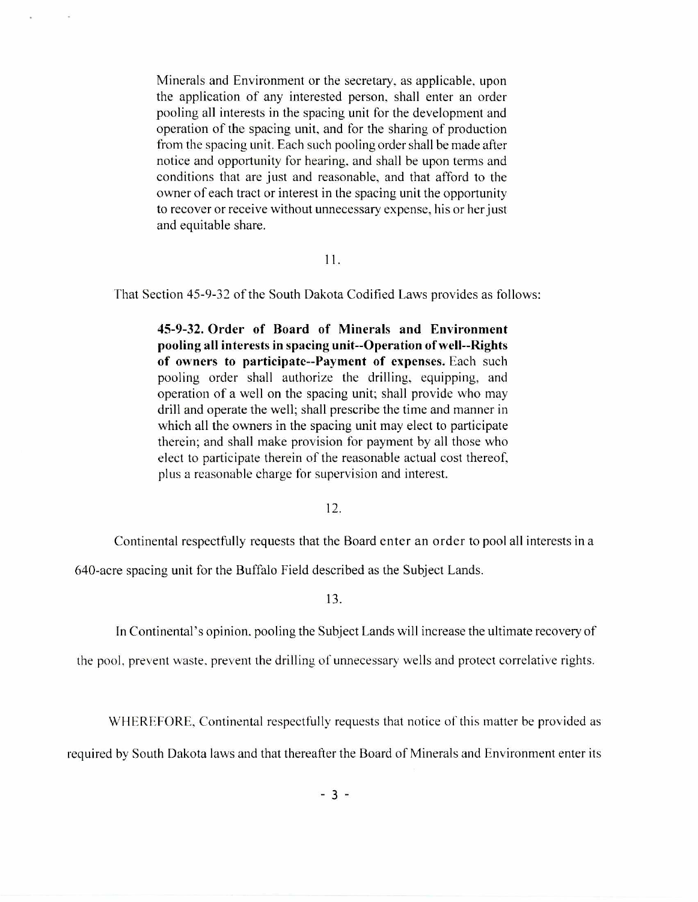> Minerals and Environment or the secretary, as applicable, upon the application of any interested person, shall enter an order pooling all interests in the spacing unit for the development and operation of the spacing unit, and for the sharing of production from the spacing unit. Each such pooling order shall be made after notice and opportunity for hearing, and shall be upon terms and conditions that are just and reasonable, and that afford to the owner of each tract or interest in the spacing unit the opportunity to recover or receive without unnecessary expense, his or her just and equitable share.

11.

That Section 45-9-32 of the South Dakota Codified Laws provides as follows:

> **45-9-32. Order of Board of Minerals and Environment pooling all interests in spacing unit--Operation of well--Rights of owners to participate--Payment of expenses.** Each such pooling order shall authorize the drilling, equipping, and operation of a well on the spacing unit; shall provide who may drill and operate the well; shall prescribe the time and manner in which all the owners in the spacing unit may elect to participate therein; and shall make provision for payment by all those who elect to participate therein of the reasonable actual cost thereof, plus a reasonable charge for supervision and interest.

12.

Continental respectfully requests that the Board enter an order to pool all interests in a 640-acre spacing unit for the Buffalo Field described as the Subject Lands.

13.

In Continental's opinion, pooling the Subject Lands will increase the ultimate recovery of the pool, prevent waste, prevent the drilling of unnecessary wells and protect correlative rights.

WHEREFORE, Continental respectfully requests that notice of this matter be provided as required by South Dakota laws and that thereafter the Board of Minerals and Environment enter its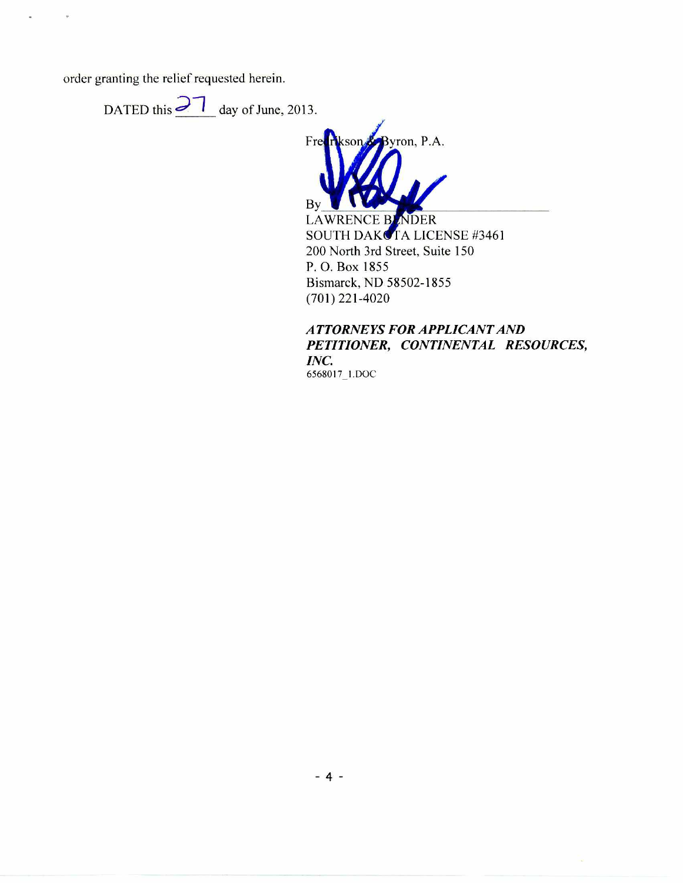order granting the relief requested herein.

DATED this 27 day of June, 2013.

Fredrikson & Byron, P.A.

By

LAWRENCE BENDER  
SOUTH DAKOTA LICENSE #3461  
200 North 3rd Street, Suite 150  
P. O. Box 1855  
Bismarck, ND 58502-1855  
(701) 221-4020

***ATTORNEYS FOR APPLICANT AND PETITIONER, CONTINENTAL RESOURCES, INC.***

6568017_1.DOC